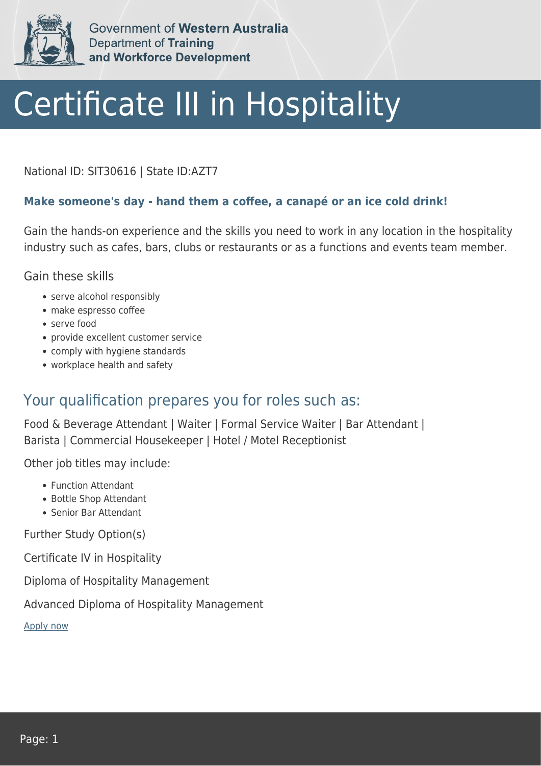Government of Western Australia
Department of Training and Workforce Development

# Certificate III in Hospitality

National ID: SIT30616 | State ID:AZT7

**Make someone's day - hand them a coffee, a canapé or an ice cold drink!**

Gain the hands-on experience and the skills you need to work in any location in the hospitality industry such as cafes, bars, clubs or restaurants or as a functions and events team member.

Gain these skills

- serve alcohol responsibly
- make espresso coffee
- serve food
- provide excellent customer service
- comply with hygiene standards
- workplace health and safety

## Your qualification prepares you for roles such as:

Food & Beverage Attendant | Waiter | Formal Service Waiter | Bar Attendant | Barista | Commercial Housekeeper | Hotel / Motel Receptionist

Other job titles may include:

- Function Attendant
- Bottle Shop Attendant
- Senior Bar Attendant

Further Study Option(s)

Certificate IV in Hospitality

Diploma of Hospitality Management

Advanced Diploma of Hospitality Management

Apply now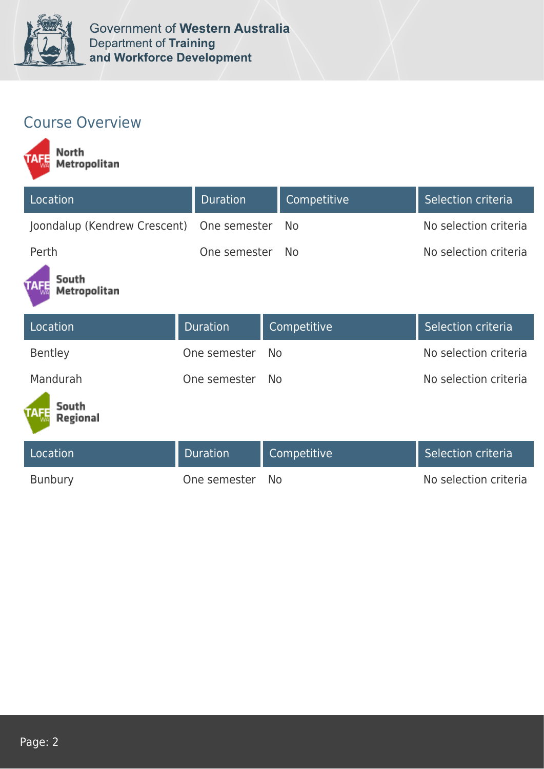## Course Overview

**North Metropolitan**

| Location | Duration | Competitive | Selection criteria |
| --- | --- | --- | --- |
| Joondalup (Kendrew Crescent) | One semester | No | No selection criteria |
| Perth | One semester | No | No selection criteria |

**South Metropolitan**

| Location | Duration | Competitive | Selection criteria |
| --- | --- | --- | --- |
| Bentley | One semester | No | No selection criteria |
| Mandurah | One semester | No | No selection criteria |

**South Regional**

| Location | Duration | Competitive | Selection criteria |
| --- | --- | --- | --- |
| Bunbury | One semester | No | No selection criteria |